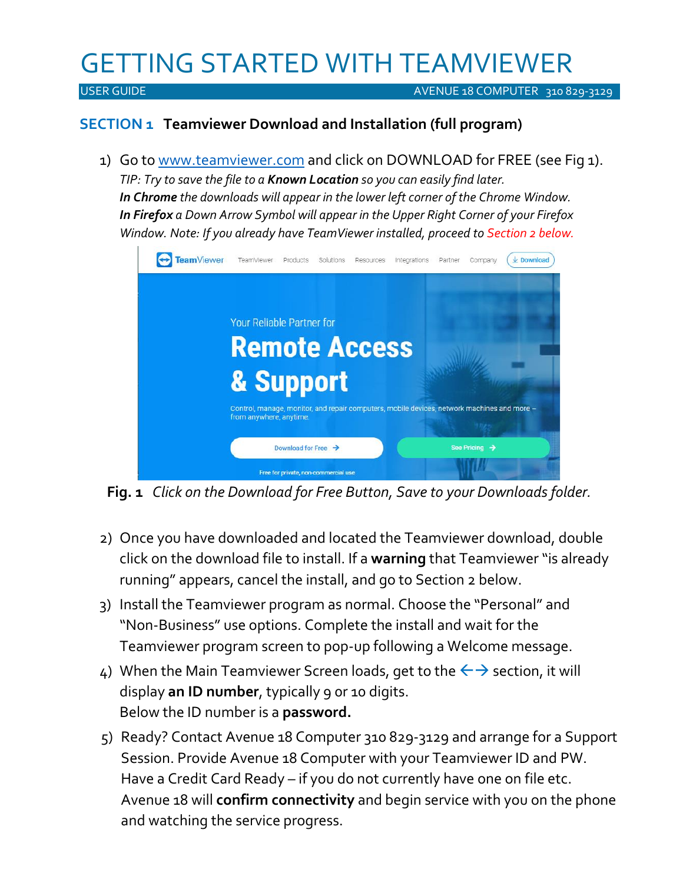# GETTING STARTED WITH TEAMVIEWER

USER GUIDE AVENUE 18 COMPUTER 310 829-3129

## SECTION 1 Teamviewer Download and Installation (full program)

1) Go to www.teamviewer.com and click on DOWNLOAD for FREE (see Fig 1).
   *TIP: Try to save the file to a **Known Location** so you can easily find later.*
   ***In Chrome** the downloads will appear in the lower left corner of the Chrome Window.*
   ***In Firefox** a Down Arrow Symbol will appear in the Upper Right Corner of your Firefox Window. Note: If you already have TeamViewer installed, proceed to Section 2 below.*

**Fig. 1** *Click on the Download for Free Button, Save to your Downloads folder.*

2) Once you have downloaded and located the Teamviewer download, double click on the download file to install. If a **warning** that Teamviewer "is already running" appears, cancel the install, and go to Section 2 below.
3) Install the Teamviewer program as normal. Choose the "Personal" and "Non-Business" use options. Complete the install and wait for the Teamviewer program screen to pop-up following a Welcome message.
4) When the Main Teamviewer Screen loads, get to the ←→ section, it will display **an ID number**, typically 9 or 10 digits.
   Below the ID number is a **password.**
5) Ready? Contact Avenue 18 Computer 310 829-3129 and arrange for a Support Session. Provide Avenue 18 Computer with your Teamviewer ID and PW. Have a Credit Card Ready – if you do not currently have one on file etc. Avenue 18 will **confirm connectivity** and begin service with you on the phone and watching the service progress.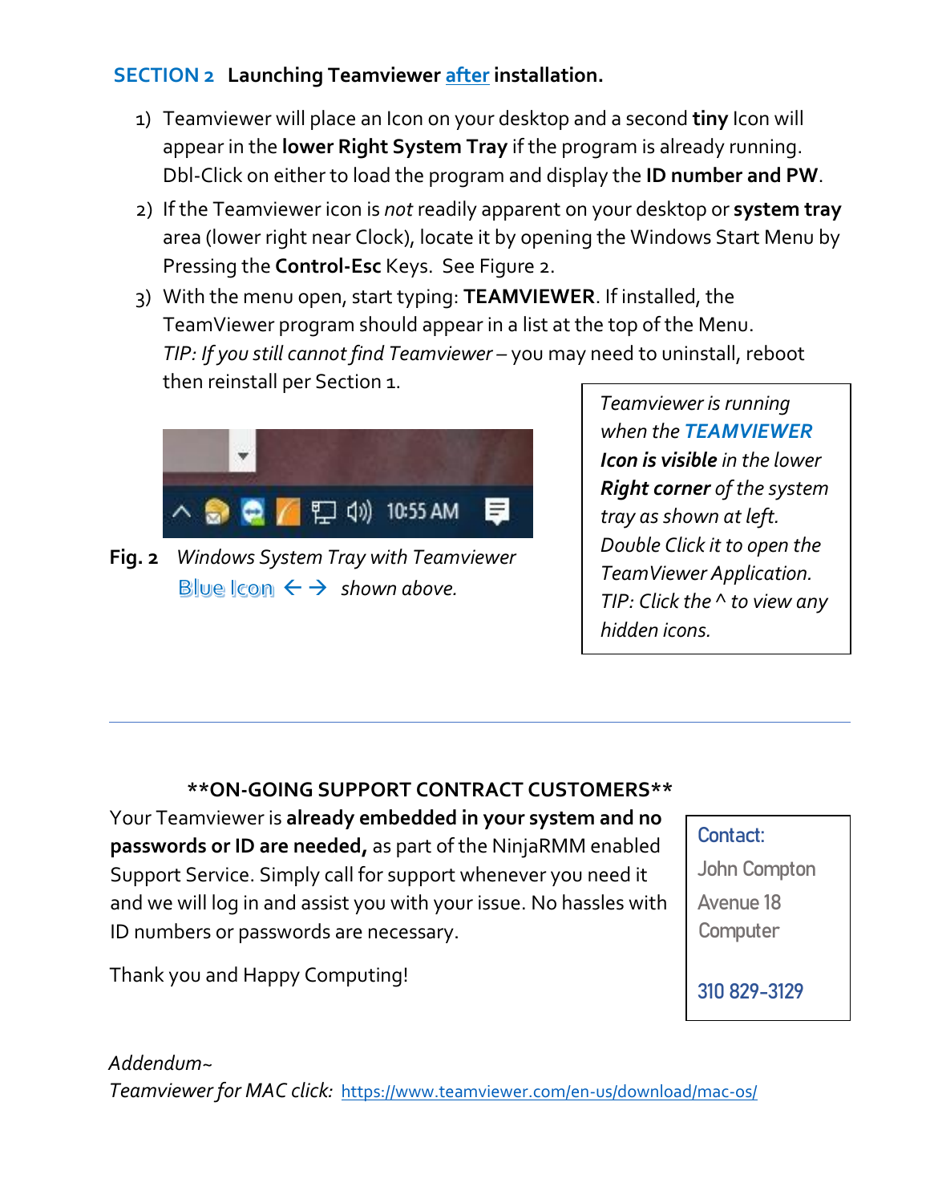## SECTION 2 Launching Teamviewer after installation.

1) Teamviewer will place an Icon on your desktop and a second **tiny** Icon will appear in the **lower Right System Tray** if the program is already running. Dbl-Click on either to load the program and display the **ID number and PW**.
2) If the Teamviewer icon is *not* readily apparent on your desktop or **system tray** area (lower right near Clock), locate it by opening the Windows Start Menu by Pressing the **Control-Esc** Keys. See Figure 2.
3) With the menu open, start typing: **TEAMVIEWER**. If installed, the TeamViewer program should appear in a list at the top of the Menu.
   *TIP: If you still cannot find Teamviewer* – you may need to uninstall, reboot then reinstall per Section 1.

**Fig. 2** *Windows System Tray with Teamviewer* Blue Icon ← → *shown above.*

*Teamviewer is running when the* ***TEAMVIEWER Icon is visible*** *in the lower* ***Right corner*** *of the system tray as shown at left. Double Click it to open the TeamViewer Application. TIP: Click the ^ to view any hidden icons.*

---

**\*\*ON-GOING SUPPORT CONTRACT CUSTOMERS\*\***

Your Teamviewer is **already embedded in your system and no passwords or ID are needed,** as part of the NinjaRMM enabled Support Service. Simply call for support whenever you need it and we will log in and assist you with your issue. No hassles with ID numbers or passwords are necessary.

Thank you and Happy Computing!

Contact:
John Compton
Avenue 18
Computer

310 829-3129

*Addendum~*
*Teamviewer for MAC click:* https://www.teamviewer.com/en-us/download/mac-os/